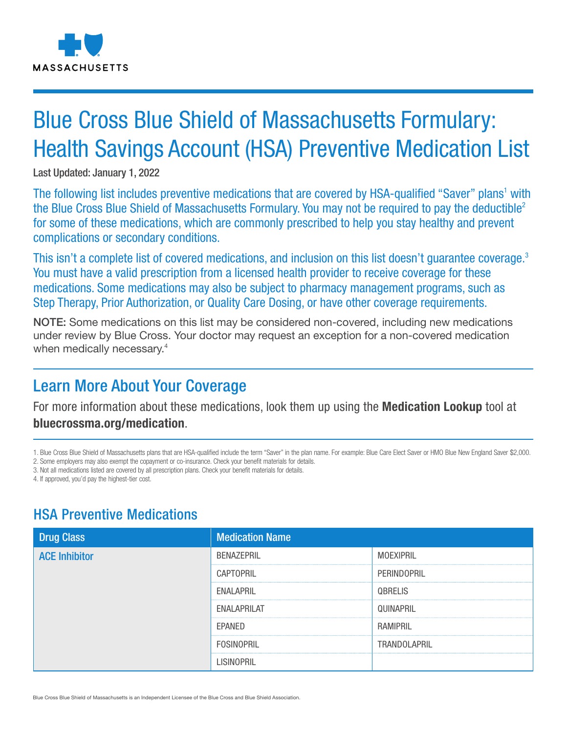MASSACHUSETTS

# Blue Cross Blue Shield of Massachusetts Formulary: Health Savings Account (HSA) Preventive Medication List

**Last Updated: January 1, 2022**

The following list includes preventive medications that are covered by HSA-qualified "Saver" plans[1] with the Blue Cross Blue Shield of Massachusetts Formulary. You may not be required to pay the deductible[2] for some of these medications, which are commonly prescribed to help you stay healthy and prevent complications or secondary conditions.

This isn't a complete list of covered medications, and inclusion on this list doesn't guarantee coverage.[3] You must have a valid prescription from a licensed health provider to receive coverage for these medications. Some medications may also be subject to pharmacy management programs, such as Step Therapy, Prior Authorization, or Quality Care Dosing, or have other coverage requirements.

**NOTE:** Some medications on this list may be considered non-covered, including new medications under review by Blue Cross. Your doctor may request an exception for a non-covered medication when medically necessary.[4]

## Learn More About Your Coverage

For more information about these medications, look them up using the **Medication Lookup** tool at **bluecrossma.org/medication**.

1. Blue Cross Blue Shield of Massachusetts plans that are HSA-qualified include the term "Saver" in the plan name. For example: Blue Care Elect Saver or HMO Blue New England Saver $2,000.
2. Some employers may also exempt the copayment or co-insurance. Check your benefit materials for details.
3. Not all medications listed are covered by all prescription plans. Check your benefit materials for details.
4. If approved, you'd pay the highest-tier cost.

## HSA Preventive Medications

| Drug Class | Medication Name | |
|---|---|---|
| ACE Inhibitor | BENAZEPRIL | MOEXIPRIL |
| | CAPTOPRIL | PERINDOPRIL |
| | ENALAPRIL | QBRELIS |
| | ENALAPRILAT | QUINAPRIL |
| | EPANED | RAMIPRIL |
| | FOSINOPRIL | TRANDOLAPRIL |
| | LISINOPRIL | |

Blue Cross Blue Shield of Massachusetts is an Independent Licensee of the Blue Cross and Blue Shield Association.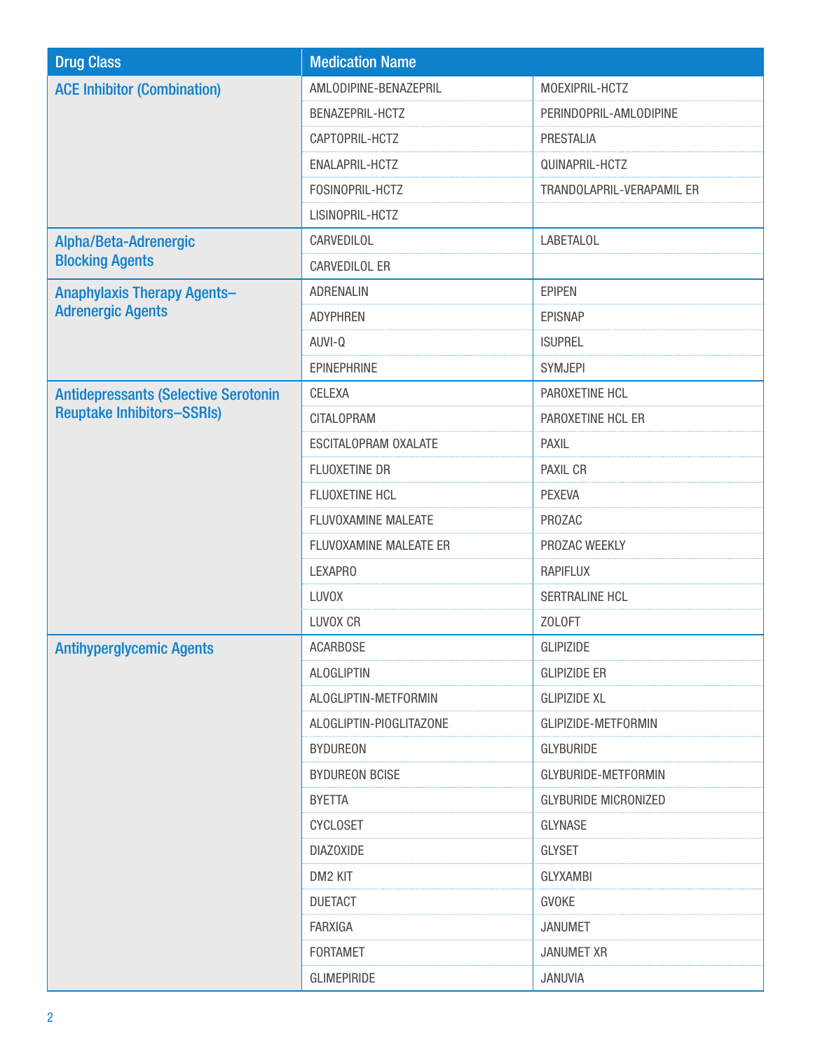| Drug Class | Medication Name | |
|---|---|---|
| ACE Inhibitor (Combination) | AMLODIPINE-BENAZEPRIL | MOEXIPRIL-HCTZ |
| | BENAZEPRIL-HCTZ | PERINDOPRIL-AMLODIPINE |
| | CAPTOPRIL-HCTZ | PRESTALIA |
| | ENALAPRIL-HCTZ | QUINAPRIL-HCTZ |
| | FOSINOPRIL-HCTZ | TRANDOLAPRIL-VERAPAMIL ER |
| | LISINOPRIL-HCTZ | |
| Alpha/Beta-Adrenergic Blocking Agents | CARVEDILOL | LABETALOL |
| | CARVEDILOL ER | |
| Anaphylaxis Therapy Agents–Adrenergic Agents | ADRENALIN | EPIPEN |
| | ADYPHREN | EPISNAP |
| | AUVI-Q | ISUPREL |
| | EPINEPHRINE | SYMJEPI |
| Antidepressants (Selective Serotonin Reuptake Inhibitors–SSRIs) | CELEXA | PAROXETINE HCL |
| | CITALOPRAM | PAROXETINE HCL ER |
| | ESCITALOPRAM OXALATE | PAXIL |
| | FLUOXETINE DR | PAXIL CR |
| | FLUOXETINE HCL | PEXEVA |
| | FLUVOXAMINE MALEATE | PROZAC |
| | FLUVOXAMINE MALEATE ER | PROZAC WEEKLY |
| | LEXAPRO | RAPIFLUX |
| | LUVOX | SERTRALINE HCL |
| | LUVOX CR | ZOLOFT |
| Antihyperglycemic Agents | ACARBOSE | GLIPIZIDE |
| | ALOGLIPTIN | GLIPIZIDE ER |
| | ALOGLIPTIN-METFORMIN | GLIPIZIDE XL |
| | ALOGLIPTIN-PIOGLITAZONE | GLIPIZIDE-METFORMIN |
| | BYDUREON | GLYBURIDE |
| | BYDUREON BCISE | GLYBURIDE-METFORMIN |
| | BYETTA | GLYBURIDE MICRONIZED |
| | CYCLOSET | GLYNASE |
| | DIAZOXIDE | GLYSET |
| | DM2 KIT | GLYXAMBI |
| | DUETACT | GVOKE |
| | FARXIGA | JANUMET |
| | FORTAMET | JANUMET XR |
| | GLIMEPIRIDE | JANUVIA |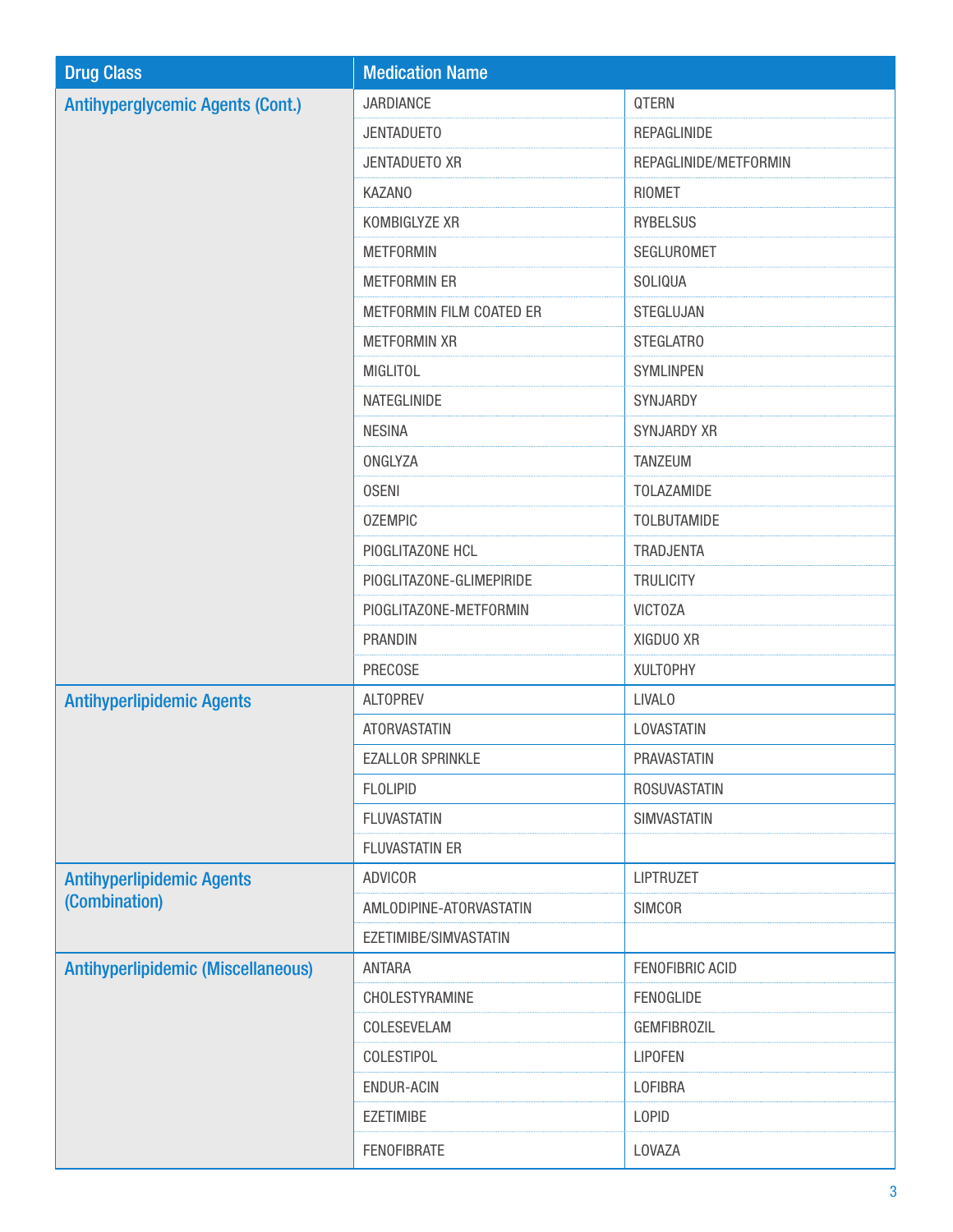| Drug Class | Medication Name | |
|---|---|---|
| Antihyperglycemic Agents (Cont.) | JARDIANCE | QTERN |
| | JENTADUETO | REPAGLINIDE |
| | JENTADUETO XR | REPAGLINIDE/METFORMIN |
| | KAZANO | RIOMET |
| | KOMBIGLYZE XR | RYBELSUS |
| | METFORMIN | SEGLUROMET |
| | METFORMIN ER | SOLIQUA |
| | METFORMIN FILM COATED ER | STEGLUJAN |
| | METFORMIN XR | STEGLATRO |
| | MIGLITOL | SYMLINPEN |
| | NATEGLINIDE | SYNJARDY |
| | NESINA | SYNJARDY XR |
| | ONGLYZA | TANZEUM |
| | OSENI | TOLAZAMIDE |
| | OZEMPIC | TOLBUTAMIDE |
| | PIOGLITAZONE HCL | TRADJENTA |
| | PIOGLITAZONE-GLIMEPIRIDE | TRULICITY |
| | PIOGLITAZONE-METFORMIN | VICTOZA |
| | PRANDIN | XIGDUO XR |
| | PRECOSE | XULTOPHY |
| Antihyperlipidemic Agents | ALTOPREV | LIVALO |
| | ATORVASTATIN | LOVASTATIN |
| | EZALLOR SPRINKLE | PRAVASTATIN |
| | FLOLIPID | ROSUVASTATIN |
| | FLUVASTATIN | SIMVASTATIN |
| | FLUVASTATIN ER | |
| Antihyperlipidemic Agents (Combination) | ADVICOR | LIPTRUZET |
| | AMLODIPINE-ATORVASTATIN | SIMCOR |
| | EZETIMIBE/SIMVASTATIN | |
| Antihyperlipidemic (Miscellaneous) | ANTARA | FENOFIBRIC ACID |
| | CHOLESTYRAMINE | FENOGLIDE |
| | COLESEVELAM | GEMFIBROZIL |
| | COLESTIPOL | LIPOFEN |
| | ENDUR-ACIN | LOFIBRA |
| | EZETIMIBE | LOPID |
| | FENOFIBRATE | LOVAZA |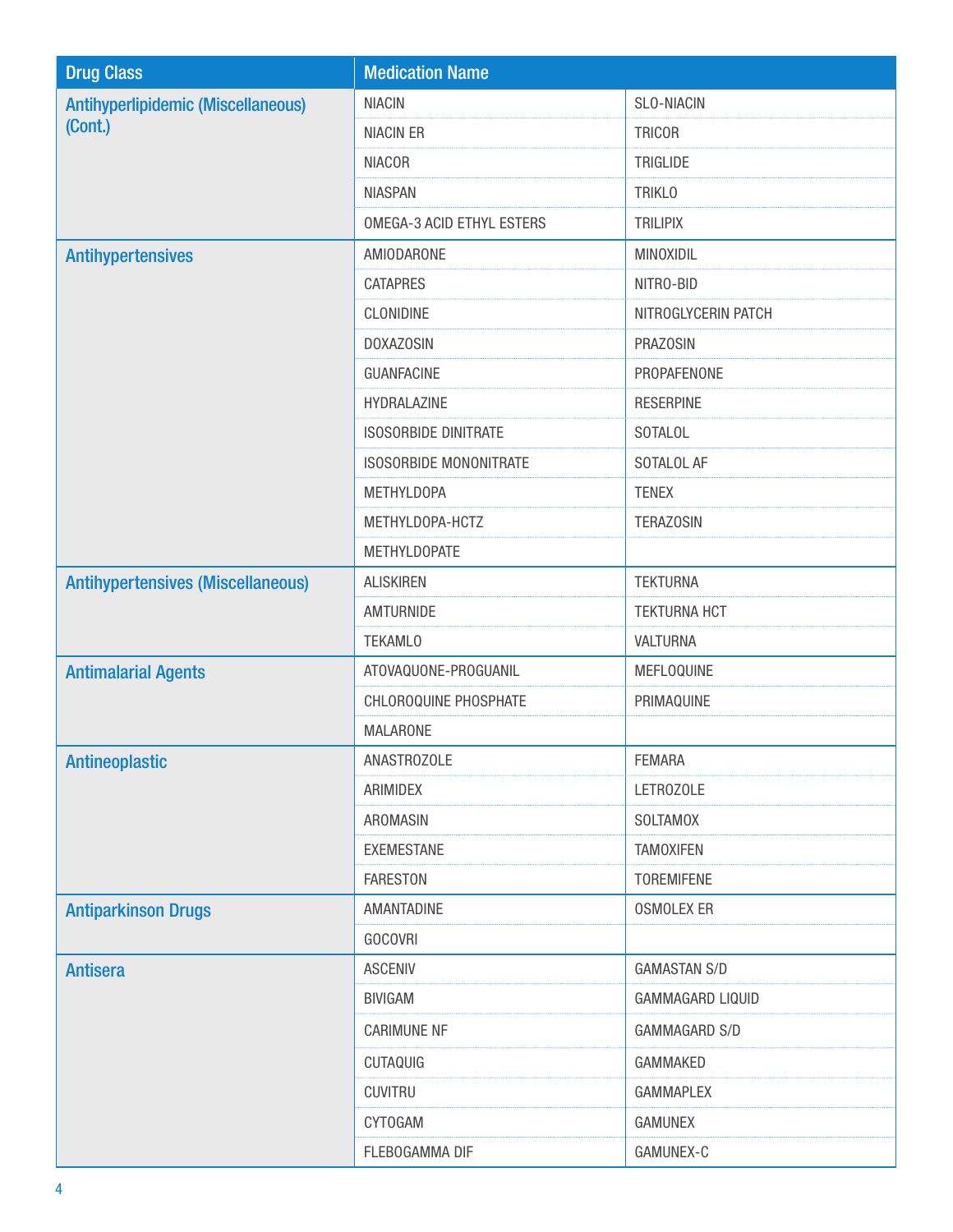| Drug Class | Medication Name | |
|---|---|---|
| Antihyperlipidemic (Miscellaneous) (Cont.) | NIACIN | SLO-NIACIN |
| | NIACIN ER | TRICOR |
| | NIACOR | TRIGLIDE |
| | NIASPAN | TRIKLO |
| | OMEGA-3 ACID ETHYL ESTERS | TRILIPIX |
| Antihypertensives | AMIODARONE | MINOXIDIL |
| | CATAPRES | NITRO-BID |
| | CLONIDINE | NITROGLYCERIN PATCH |
| | DOXAZOSIN | PRAZOSIN |
| | GUANFACINE | PROPAFENONE |
| | HYDRALAZINE | RESERPINE |
| | ISOSORBIDE DINITRATE | SOTALOL |
| | ISOSORBIDE MONONITRATE | SOTALOL AF |
| | METHYLDOPA | TENEX |
| | METHYLDOPA-HCTZ | TERAZOSIN |
| | METHYLDOPATE | |
| Antihypertensives (Miscellaneous) | ALISKIREN | TEKTURNA |
| | AMTURNIDE | TEKTURNA HCT |
| | TEKAMLO | VALTURNA |
| Antimalarial Agents | ATOVAQUONE-PROGUANIL | MEFLOQUINE |
| | CHLOROQUINE PHOSPHATE | PRIMAQUINE |
| | MALARONE | |
| Antineoplastic | ANASTROZOLE | FEMARA |
| | ARIMIDEX | LETROZOLE |
| | AROMASIN | SOLTAMOX |
| | EXEMESTANE | TAMOXIFEN |
| | FARESTON | TOREMIFENE |
| Antiparkinson Drugs | AMANTADINE | OSMOLEX ER |
| | GOCOVRI | |
| Antisera | ASCENIV | GAMASTAN S/D |
| | BIVIGAM | GAMMAGARD LIQUID |
| | CARIMUNE NF | GAMMAGARD S/D |
| | CUTAQUIG | GAMMAKED |
| | CUVITRU | GAMMAPLEX |
| | CYTOGAM | GAMUNEX |
| | FLEBOGAMMA DIF | GAMUNEX-C |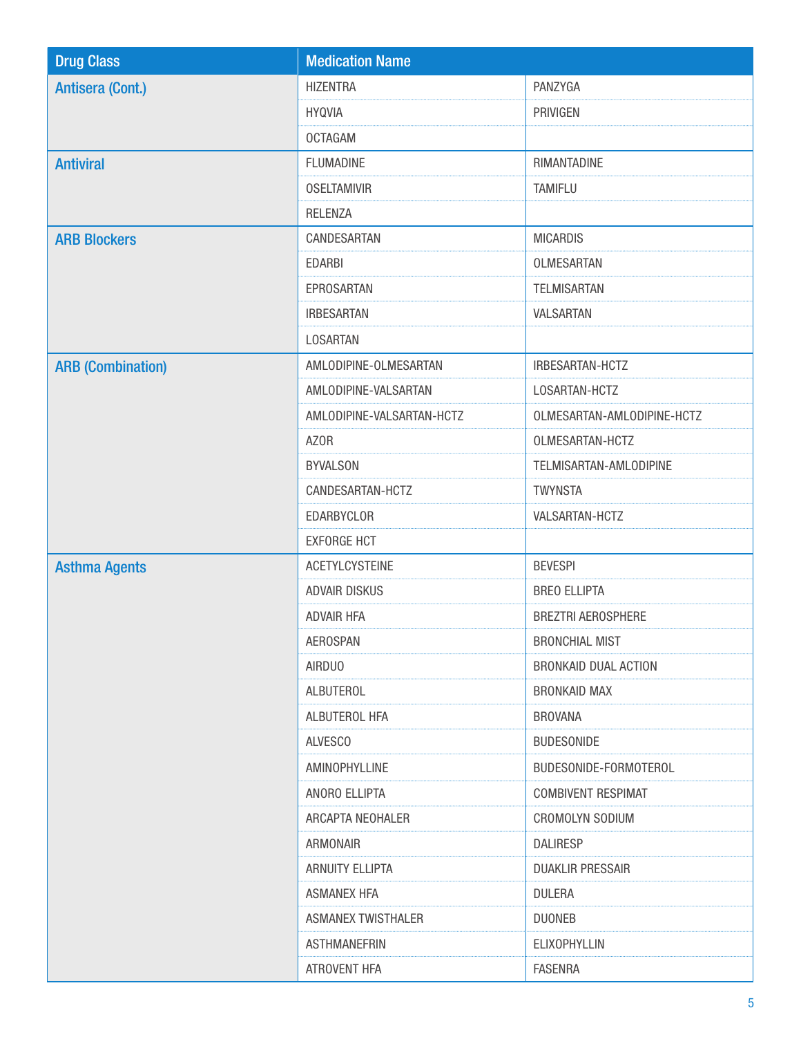| Drug Class | Medication Name | |
|---|---|---|
| Antisera (Cont.) | HIZENTRA | PANZYGA |
| | HYQVIA | PRIVIGEN |
| | OCTAGAM | |
| Antiviral | FLUMADINE | RIMANTADINE |
| | OSELTAMIVIR | TAMIFLU |
| | RELENZA | |
| ARB Blockers | CANDESARTAN | MICARDIS |
| | EDARBI | OLMESARTAN |
| | EPROSARTAN | TELMISARTAN |
| | IRBESARTAN | VALSARTAN |
| | LOSARTAN | |
| ARB (Combination) | AMLODIPINE-OLMESARTAN | IRBESARTAN-HCTZ |
| | AMLODIPINE-VALSARTAN | LOSARTAN-HCTZ |
| | AMLODIPINE-VALSARTAN-HCTZ | OLMESARTAN-AMLODIPINE-HCTZ |
| | AZOR | OLMESARTAN-HCTZ |
| | BYVALSON | TELMISARTAN-AMLODIPINE |
| | CANDESARTAN-HCTZ | TWYNSTA |
| | EDARBYCLOR | VALSARTAN-HCTZ |
| | EXFORGE HCT | |
| Asthma Agents | ACETYLCYSTEINE | BEVESPI |
| | ADVAIR DISKUS | BREO ELLIPTA |
| | ADVAIR HFA | BREZTRI AEROSPHERE |
| | AEROSPAN | BRONCHIAL MIST |
| | AIRDUO | BRONKAID DUAL ACTION |
| | ALBUTEROL | BRONKAID MAX |
| | ALBUTEROL HFA | BROVANA |
| | ALVESCO | BUDESONIDE |
| | AMINOPHYLLINE | BUDESONIDE-FORMOTEROL |
| | ANORO ELLIPTA | COMBIVENT RESPIMAT |
| | ARCAPTA NEOHALER | CROMOLYN SODIUM |
| | ARMONAIR | DALIRESP |
| | ARNUITY ELLIPTA | DUAKLIR PRESSAIR |
| | ASMANEX HFA | DULERA |
| | ASMANEX TWISTHALER | DUONEB |
| | ASTHMANEFRIN | ELIXOPHYLLIN |
| | ATROVENT HFA | FASENRA |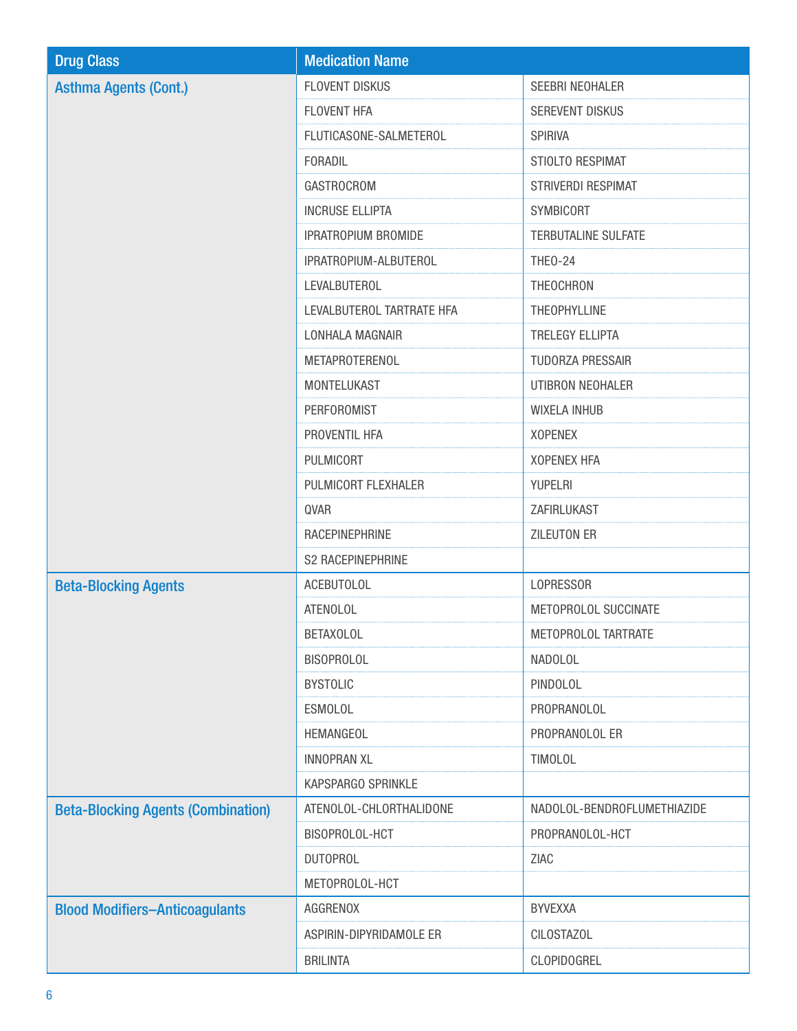| Drug Class | Medication Name | |
|---|---|---|
| Asthma Agents (Cont.) | FLOVENT DISKUS | SEEBRI NEOHALER |
| | FLOVENT HFA | SEREVENT DISKUS |
| | FLUTICASONE-SALMETEROL | SPIRIVA |
| | FORADIL | STIOLTO RESPIMAT |
| | GASTROCROM | STRIVERDI RESPIMAT |
| | INCRUSE ELLIPTA | SYMBICORT |
| | IPRATROPIUM BROMIDE | TERBUTALINE SULFATE |
| | IPRATROPIUM-ALBUTEROL | THEO-24 |
| | LEVALBUTEROL | THEOCHRON |
| | LEVALBUTEROL TARTRATE HFA | THEOPHYLLINE |
| | LONHALA MAGNAIR | TRELEGY ELLIPTA |
| | METAPROTERENOL | TUDORZA PRESSAIR |
| | MONTELUKAST | UTIBRON NEOHALER |
| | PERFOROMIST | WIXELA INHUB |
| | PROVENTIL HFA | XOPENEX |
| | PULMICORT | XOPENEX HFA |
| | PULMICORT FLEXHALER | YUPELRI |
| | QVAR | ZAFIRLUKAST |
| | RACEPINEPHRINE | ZILEUTON ER |
| | S2 RACEPINEPHRINE | |
| Beta-Blocking Agents | ACEBUTOLOL | LOPRESSOR |
| | ATENOLOL | METOPROLOL SUCCINATE |
| | BETAXOLOL | METOPROLOL TARTRATE |
| | BISOPROLOL | NADOLOL |
| | BYSTOLIC | PINDOLOL |
| | ESMOLOL | PROPRANOLOL |
| | HEMANGEOL | PROPRANOLOL ER |
| | INNOPRAN XL | TIMOLOL |
| | KAPSPARGO SPRINKLE | |
| Beta-Blocking Agents (Combination) | ATENOLOL-CHLORTHALIDONE | NADOLOL-BENDROFLUMETHIAZIDE |
| | BISOPROLOL-HCT | PROPRANOLOL-HCT |
| | DUTOPROL | ZIAC |
| | METOPROLOL-HCT | |
| Blood Modifiers–Anticoagulants | AGGRENOX | BYVEXXA |
| | ASPIRIN-DIPYRIDAMOLE ER | CILOSTAZOL |
| | BRILINTA | CLOPIDOGREL |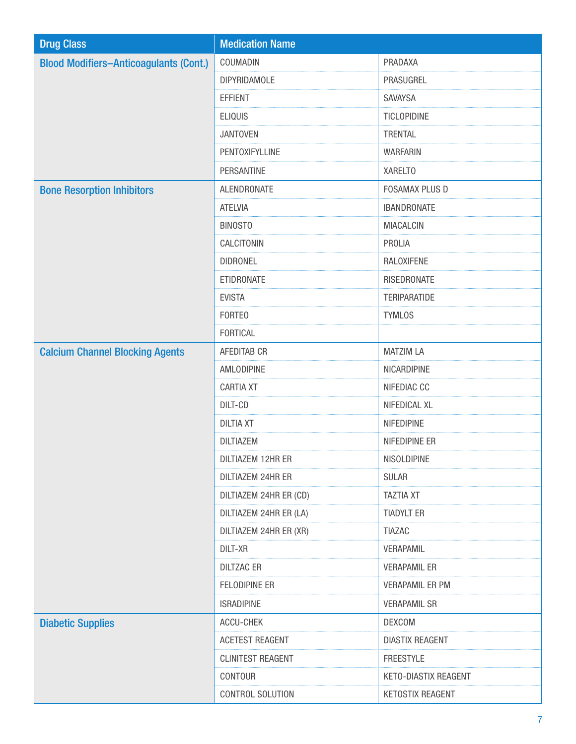| Drug Class | Medication Name | |
|---|---|---|
| Blood Modifiers–Anticoagulants (Cont.) | COUMADIN | PRADAXA |
| | DIPYRIDAMOLE | PRASUGREL |
| | EFFIENT | SAVAYSA |
| | ELIQUIS | TICLOPIDINE |
| | JANTOVEN | TRENTAL |
| | PENTOXIFYLLINE | WARFARIN |
| | PERSANTINE | XARELTO |
| Bone Resorption Inhibitors | ALENDRONATE | FOSAMAX PLUS D |
| | ATELVIA | IBANDRONATE |
| | BINOSTO | MIACALCIN |
| | CALCITONIN | PROLIA |
| | DIDRONEL | RALOXIFENE |
| | ETIDRONATE | RISEDRONATE |
| | EVISTA | TERIPARATIDE |
| | FORTEO | TYMLOS |
| | FORTICAL | |
| Calcium Channel Blocking Agents | AFEDITAB CR | MATZIM LA |
| | AMLODIPINE | NICARDIPINE |
| | CARTIA XT | NIFEDIAC CC |
| | DILT-CD | NIFEDICAL XL |
| | DILTIA XT | NIFEDIPINE |
| | DILTIAZEM | NIFEDIPINE ER |
| | DILTIAZEM 12HR ER | NISOLDIPINE |
| | DILTIAZEM 24HR ER | SULAR |
| | DILTIAZEM 24HR ER (CD) | TAZTIA XT |
| | DILTIAZEM 24HR ER (LA) | TIADYLT ER |
| | DILTIAZEM 24HR ER (XR) | TIAZAC |
| | DILT-XR | VERAPAMIL |
| | DILTZAC ER | VERAPAMIL ER |
| | FELODIPINE ER | VERAPAMIL ER PM |
| | ISRADIPINE | VERAPAMIL SR |
| Diabetic Supplies | ACCU-CHEK | DEXCOM |
| | ACETEST REAGENT | DIASTIX REAGENT |
| | CLINITEST REAGENT | FREESTYLE |
| | CONTOUR | KETO-DIASTIX REAGENT |
| | CONTROL SOLUTION | KETOSTIX REAGENT |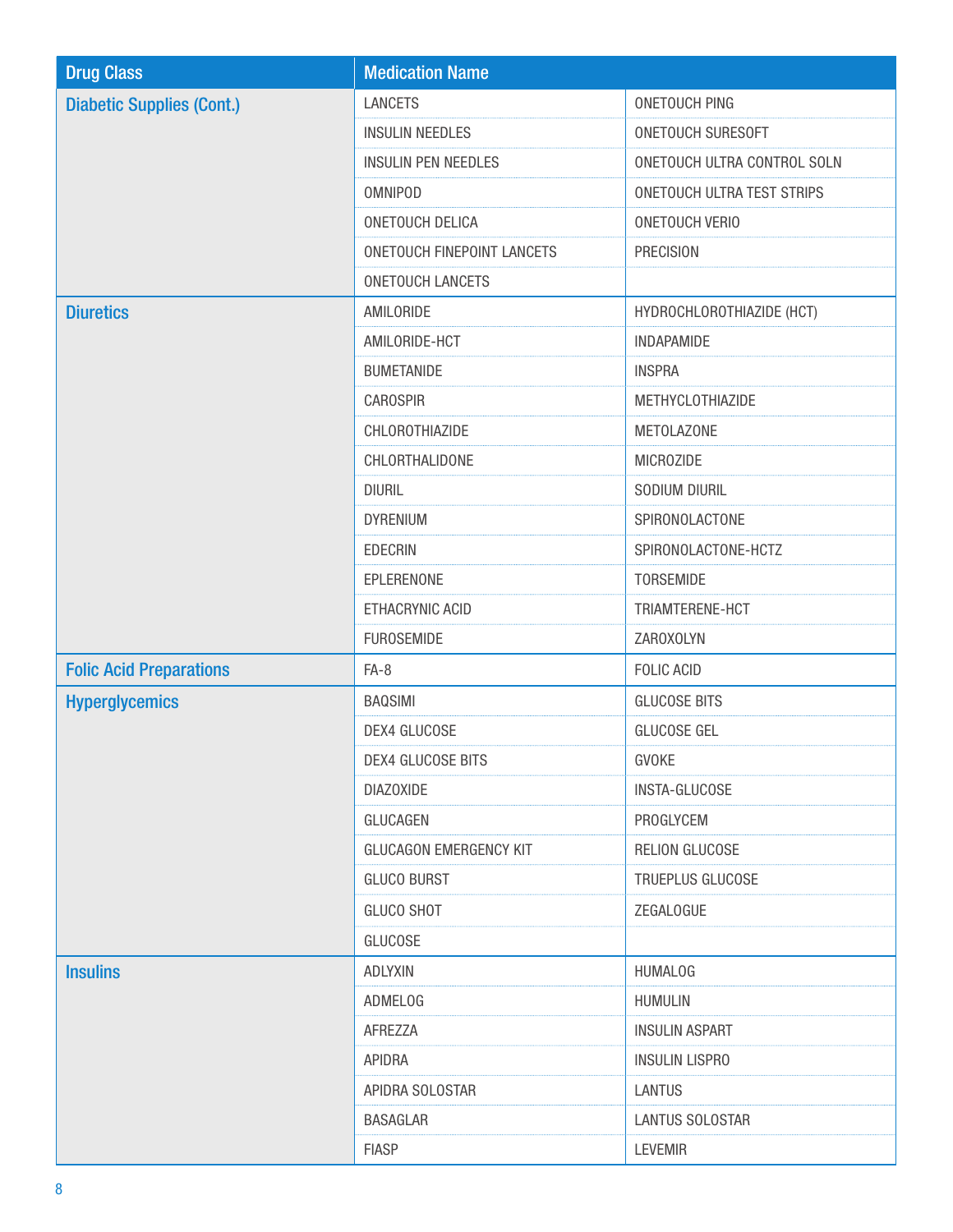| Drug Class | Medication Name | |
|---|---|---|
| Diabetic Supplies (Cont.) | LANCETS | ONETOUCH PING |
| | INSULIN NEEDLES | ONETOUCH SURESOFT |
| | INSULIN PEN NEEDLES | ONETOUCH ULTRA CONTROL SOLN |
| | OMNIPOD | ONETOUCH ULTRA TEST STRIPS |
| | ONETOUCH DELICA | ONETOUCH VERIO |
| | ONETOUCH FINEPOINT LANCETS | PRECISION |
| | ONETOUCH LANCETS | |
| Diuretics | AMILORIDE | HYDROCHLOROTHIAZIDE (HCT) |
| | AMILORIDE-HCT | INDAPAMIDE |
| | BUMETANIDE | INSPRA |
| | CAROSPIR | METHYCLOTHIAZIDE |
| | CHLOROTHIAZIDE | METOLAZONE |
| | CHLORTHALIDONE | MICROZIDE |
| | DIURIL | SODIUM DIURIL |
| | DYRENIUM | SPIRONOLACTONE |
| | EDECRIN | SPIRONOLACTONE-HCTZ |
| | EPLERENONE | TORSEMIDE |
| | ETHACRYNIC ACID | TRIAMTERENE-HCT |
| | FUROSEMIDE | ZAROXOLYN |
| Folic Acid Preparations | FA-8 | FOLIC ACID |
| Hyperglycemics | BAQSIMI | GLUCOSE BITS |
| | DEX4 GLUCOSE | GLUCOSE GEL |
| | DEX4 GLUCOSE BITS | GVOKE |
| | DIAZOXIDE | INSTA-GLUCOSE |
| | GLUCAGEN | PROGLYCEM |
| | GLUCAGON EMERGENCY KIT | RELION GLUCOSE |
| | GLUCO BURST | TRUEPLUS GLUCOSE |
| | GLUCO SHOT | ZEGALOGUE |
| | GLUCOSE | |
| Insulins | ADLYXIN | HUMALOG |
| | ADMELOG | HUMULIN |
| | AFREZZA | INSULIN ASPART |
| | APIDRA | INSULIN LISPRO |
| | APIDRA SOLOSTAR | LANTUS |
| | BASAGLAR | LANTUS SOLOSTAR |
| | FIASP | LEVEMIR |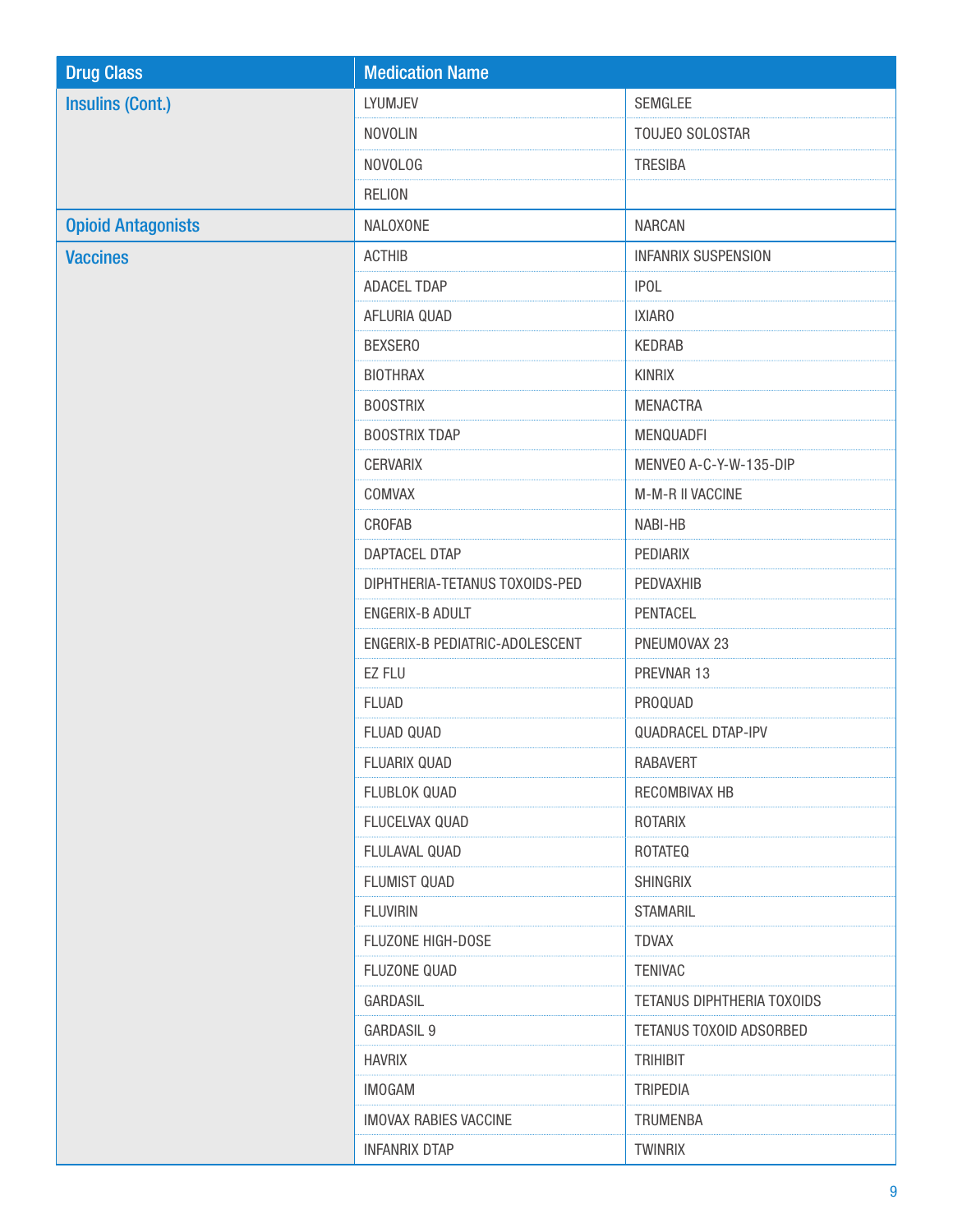| Drug Class | Medication Name | |
|---|---|---|
| Insulins (Cont.) | LYUMJEV | SEMGLEE |
| | NOVOLIN | TOUJEO SOLOSTAR |
| | NOVOLOG | TRESIBA |
| | RELION | |
| Opioid Antagonists | NALOXONE | NARCAN |
| Vaccines | ACTHIB | INFANRIX SUSPENSION |
| | ADACEL TDAP | IPOL |
| | AFLURIA QUAD | IXIARO |
| | BEXSERO | KEDRAB |
| | BIOTHRAX | KINRIX |
| | BOOSTRIX | MENACTRA |
| | BOOSTRIX TDAP | MENQUADFI |
| | CERVARIX | MENVEO A-C-Y-W-135-DIP |
| | COMVAX | M-M-R II VACCINE |
| | CROFAB | NABI-HB |
| | DAPTACEL DTAP | PEDIARIX |
| | DIPHTHERIA-TETANUS TOXOIDS-PED | PEDVAXHIB |
| | ENGERIX-B ADULT | PENTACEL |
| | ENGERIX-B PEDIATRIC-ADOLESCENT | PNEUMOVAX 23 |
| | EZ FLU | PREVNAR 13 |
| | FLUAD | PROQUAD |
| | FLUAD QUAD | QUADRACEL DTAP-IPV |
| | FLUARIX QUAD | RABAVERT |
| | FLUBLOK QUAD | RECOMBIVAX HB |
| | FLUCELVAX QUAD | ROTARIX |
| | FLULAVAL QUAD | ROTATEQ |
| | FLUMIST QUAD | SHINGRIX |
| | FLUVIRIN | STAMARIL |
| | FLUZONE HIGH-DOSE | TDVAX |
| | FLUZONE QUAD | TENIVAC |
| | GARDASIL | TETANUS DIPHTHERIA TOXOIDS |
| | GARDASIL 9 | TETANUS TOXOID ADSORBED |
| | HAVRIX | TRIHIBIT |
| | IMOGAM | TRIPEDIA |
| | IMOVAX RABIES VACCINE | TRUMENBA |
| | INFANRIX DTAP | TWINRIX |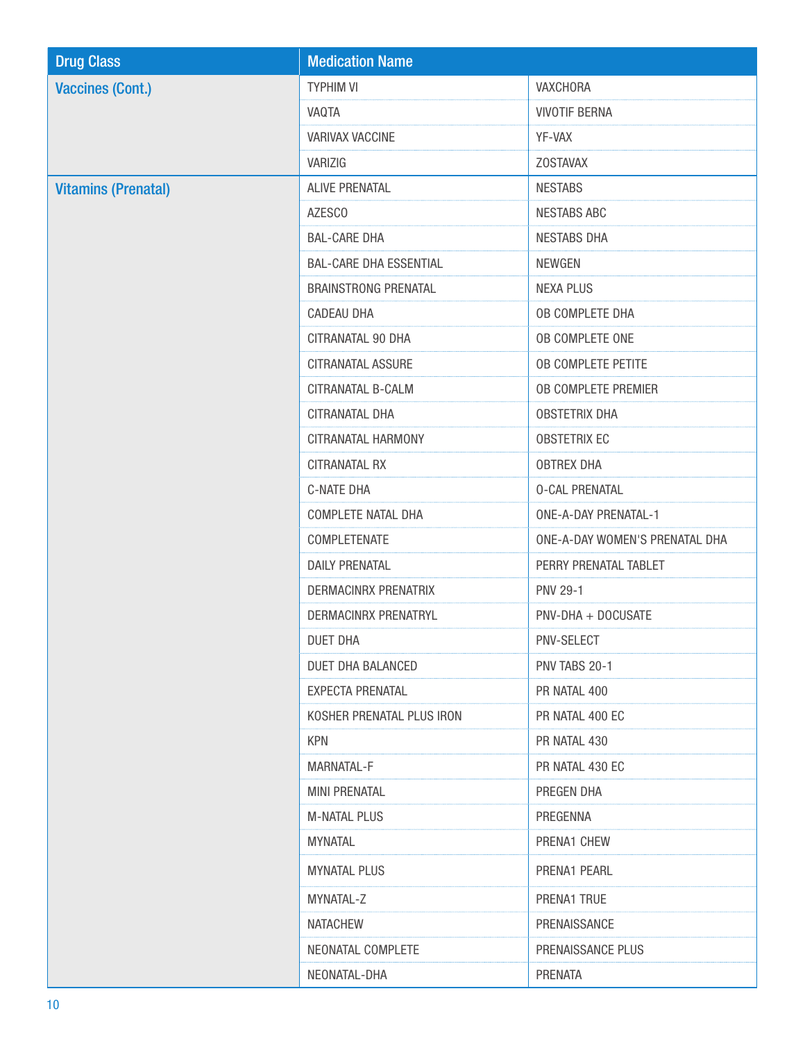| Drug Class | Medication Name | |
|---|---|---|
| Vaccines (Cont.) | TYPHIM VI | VAXCHORA |
| | VAQTA | VIVOTIF BERNA |
| | VARIVAX VACCINE | YF-VAX |
| | VARIZIG | ZOSTAVAX |
| Vitamins (Prenatal) | ALIVE PRENATAL | NESTABS |
| | AZESCO | NESTABS ABC |
| | BAL-CARE DHA | NESTABS DHA |
| | BAL-CARE DHA ESSENTIAL | NEWGEN |
| | BRAINSTRONG PRENATAL | NEXA PLUS |
| | CADEAU DHA | OB COMPLETE DHA |
| | CITRANATAL 90 DHA | OB COMPLETE ONE |
| | CITRANATAL ASSURE | OB COMPLETE PETITE |
| | CITRANATAL B-CALM | OB COMPLETE PREMIER |
| | CITRANATAL DHA | OBSTETRIX DHA |
| | CITRANATAL HARMONY | OBSTETRIX EC |
| | CITRANATAL RX | OBTREX DHA |
| | C-NATE DHA | O-CAL PRENATAL |
| | COMPLETE NATAL DHA | ONE-A-DAY PRENATAL-1 |
| | COMPLETENATE | ONE-A-DAY WOMEN'S PRENATAL DHA |
| | DAILY PRENATAL | PERRY PRENATAL TABLET |
| | DERMACINRX PRENATRIX | PNV 29-1 |
| | DERMACINRX PRENATRYL | PNV-DHA + DOCUSATE |
| | DUET DHA | PNV-SELECT |
| | DUET DHA BALANCED | PNV TABS 20-1 |
| | EXPECTA PRENATAL | PR NATAL 400 |
| | KOSHER PRENATAL PLUS IRON | PR NATAL 400 EC |
| | KPN | PR NATAL 430 |
| | MARNATAL-F | PR NATAL 430 EC |
| | MINI PRENATAL | PREGEN DHA |
| | M-NATAL PLUS | PREGENNA |
| | MYNATAL | PRENA1 CHEW |
| | MYNATAL PLUS | PRENA1 PEARL |
| | MYNATAL-Z | PRENA1 TRUE |
| | NATACHEW | PRENAISSANCE |
| | NEONATAL COMPLETE | PRENAISSANCE PLUS |
| | NEONATAL-DHA | PRENATA |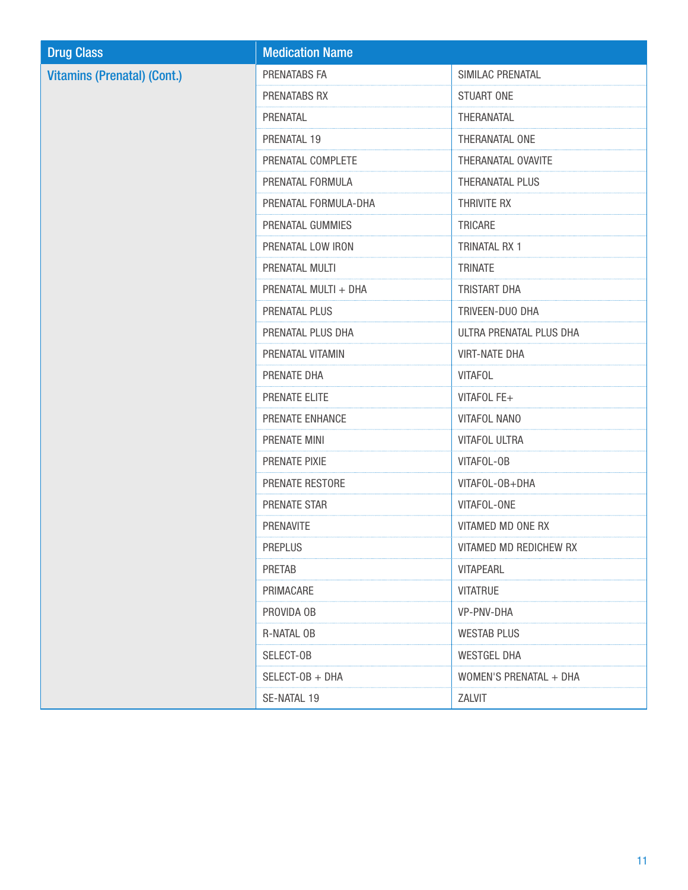| Drug Class | Medication Name | |
|---|---|---|
| Vitamins (Prenatal) (Cont.) | PRENATABS FA | SIMILAC PRENATAL |
| | PRENATABS RX | STUART ONE |
| | PRENATAL | THERANATAL |
| | PRENATAL 19 | THERANATAL ONE |
| | PRENATAL COMPLETE | THERANATAL OVAVITE |
| | PRENATAL FORMULA | THERANATAL PLUS |
| | PRENATAL FORMULA-DHA | THRIVITE RX |
| | PRENATAL GUMMIES | TRICARE |
| | PRENATAL LOW IRON | TRINATAL RX 1 |
| | PRENATAL MULTI | TRINATE |
| | PRENATAL MULTI + DHA | TRISTART DHA |
| | PRENATAL PLUS | TRIVEEN-DUO DHA |
| | PRENATAL PLUS DHA | ULTRA PRENATAL PLUS DHA |
| | PRENATAL VITAMIN | VIRT-NATE DHA |
| | PRENATE DHA | VITAFOL |
| | PRENATE ELITE | VITAFOL FE+ |
| | PRENATE ENHANCE | VITAFOL NANO |
| | PRENATE MINI | VITAFOL ULTRA |
| | PRENATE PIXIE | VITAFOL-OB |
| | PRENATE RESTORE | VITAFOL-OB+DHA |
| | PRENATE STAR | VITAFOL-ONE |
| | PRENAVITE | VITAMED MD ONE RX |
| | PREPLUS | VITAMED MD REDICHEW RX |
| | PRETAB | VITAPEARL |
| | PRIMACARE | VITATRUE |
| | PROVIDA OB | VP-PNV-DHA |
| | R-NATAL OB | WESTAB PLUS |
| | SELECT-OB | WESTGEL DHA |
| | SELECT-OB + DHA | WOMEN'S PRENATAL + DHA |
| | SE-NATAL 19 | ZALVIT |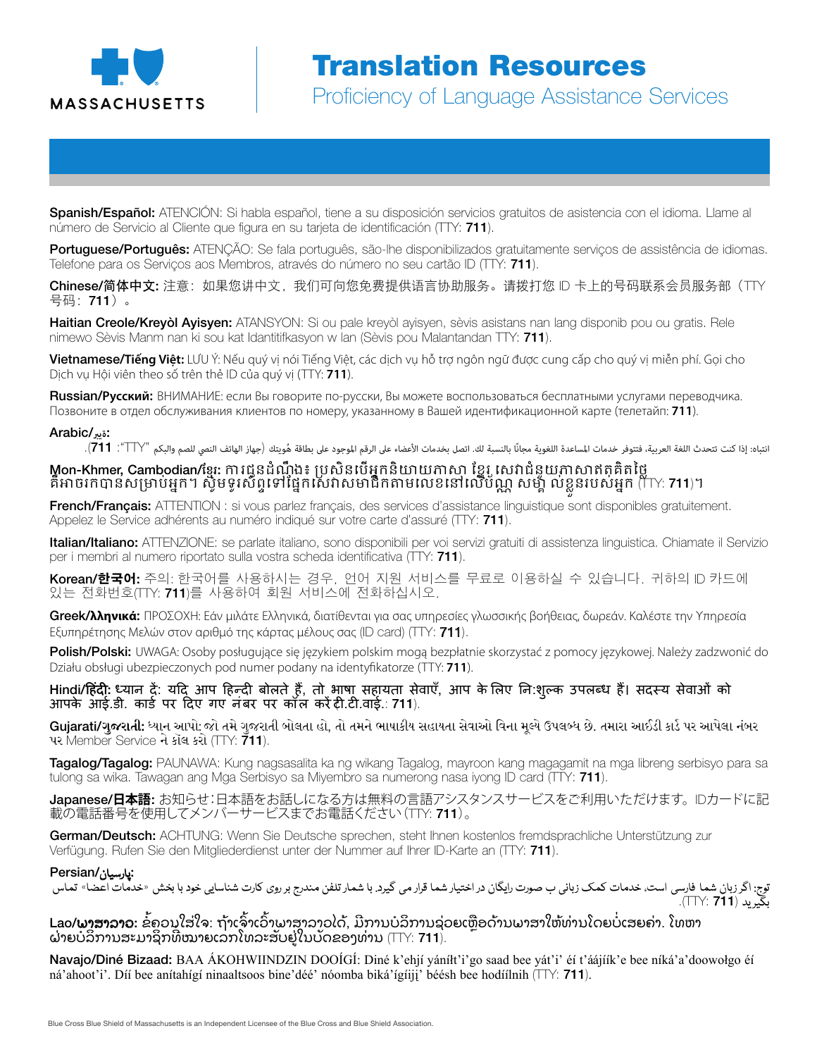MASSACHUSETTS

# Translation Resources

## Proficiency of Language Assistance Services

**Spanish/Español:** ATENCIÓN: Si habla español, tiene a su disposición servicios gratuitos de asistencia con el idioma. Llame al número de Servicio al Cliente que figura en su tarjeta de identificación (TTY: **711**).

**Portuguese/Português:** ATENÇÃO: Se fala português, são-lhe disponibilizados gratuitamente serviços de assistência de idiomas. Telefone para os Serviços aos Membros, através do número no seu cartão ID (TTY: **711**).

**Chinese/简体中文:** 注意：如果您讲中文，我们可向您免费提供语言协助服务。请拨打您 ID 卡上的号码联系会员服务部（TTY 号码：**711**）。

**Haitian Creole/Kreyòl Ayisyen:** ATANSYON: Si ou pale kreyòl ayisyen, sèvis asistans nan lang disponib pou ou gratis. Rele nimewo Sèvis Manm nan ki sou kat Idantitifkasyon w lan (Sèvis pou Malantandan TTY: **711**).

**Vietnamese/Tiếng Việt:** LƯU Ý: Nếu quý vị nói Tiếng Việt, các dịch vụ hỗ trợ ngôn ngữ được cung cấp cho quý vị miễn phí. Gọi cho Dịch vụ Hội viên theo số trên thẻ ID của quý vị (TTY: **711**).

**Russian/Русский:** ВНИМАНИЕ: если Вы говорите по-русски, Вы можете воспользоваться бесплатными услугами переводчика. Позвоните в отдел обслуживания клиентов по номеру, указанному в Вашей идентификационной карте (телетайп: **711**).

**Arabic/عربي:**

انتباه: إذا كنت تتحدث اللغة العربية، فتتوفر خدمات المساعدة اللغوية مجانًا بالنسبة لك. اتصل بخدمات الأعضاء على الرقم الموجود على بطاقة هُويتك (جهاز الهاتف النصي للصم والبكم "TTY": **711**).

**Mon-Khmer, Cambodian/ខ្មែរ:** ការជូនដំណឹង៖ ប្រសិនបើអ្នកនិយាយភាសា ខ្មែរ សេវាជំនួយភាសាឥតគិតថ្លៃ គឺអាចរកបានសម្រាប់អ្នក។ សូមទូរស័ព្ទទៅផ្នែកសេវាសមាជិកតាមលេខនៅលើប័ណ្ណ សម្គាល់ខ្លួនរបស់អ្នក (TTY: **711**)។

**French/Français:** ATTENTION : si vous parlez français, des services d'assistance linguistique sont disponibles gratuitement. Appelez le Service adhérents au numéro indiqué sur votre carte d'assuré (TTY: **711**).

**Italian/Italiano:** ATTENZIONE: se parlate italiano, sono disponibili per voi servizi gratuiti di assistenza linguistica. Chiamate il Servizio per i membri al numero riportato sulla vostra scheda identificativa (TTY: **711**).

**Korean/한국어:** 주의: 한국어를 사용하시는 경우, 언어 지원 서비스를 무료로 이용하실 수 있습니다. 귀하의 ID 카드에 있는 전화번호(TTY: **711**)를 사용하여 회원 서비스에 전화하십시오.

**Greek/λληνικά:** ΠΡΟΣΟΧΗ: Εάν μιλάτε Ελληνικά, διατίθενται για σας υπηρεσίες γλωσσικής βοήθειας, δωρεάν. Καλέστε την Υπηρεσία Εξυπηρέτησης Μελών στον αριθμό της κάρτας μέλους σας (ID card) (TTY: **711**).

**Polish/Polski:** UWAGA: Osoby posługujące się językiem polskim mogą bezpłatnie skorzystać z pomocy językowej. Należy zadzwonić do Działu obsługi ubezpieczonych pod numer podany na identyfikatorze (TTY: **711**).

**Hindi/हिंदी:** ध्यान दें: यदि आप हिन्दी बोलते हैं, तो भाषा सहायता सेवाएँ, आप के लिए नि:शुल्क उपलब्ध हैं। सदस्य सेवाओं को आपके आई.डी. कार्ड पर दिए गए नंबर पर कॉल करें टी.टी.वाई.: **711**).

**Gujarati/ગુજરાતી:** ધ્યાન આપો: જો તમે ગુજરાતી બોલતા હો, તો તમને ભાષાકીય સહાયતા સેવાઓ વિના મૂલ્યે ઉપલબ્ધ છે. તમારા આઈડી કાર્ડ પર આપેલા નંબર પર Member Service ને કૉલ કરો (TTY: **711**).

**Tagalog/Tagalog:** PAUNAWA: Kung nagsasalita ka ng wikang Tagalog, mayroon kang magagamit na mga libreng serbisyo para sa tulong sa wika. Tawagan ang Mga Serbisyo sa Miyembro sa numerong nasa iyong ID card (TTY: **711**).

**Japanese/日本語:** お知らせ：日本語をお話しになる方は無料の言語アシスタンスサービスをご利用いただけます。IDカードに記載の電話番号を使用してメンバーサービスまでお電話ください（TTY: **711**）。

**German/Deutsch:** ACHTUNG: Wenn Sie Deutsche sprechen, steht Ihnen kostenlos fremdsprachliche Unterstützung zur Verfügung. Rufen Sie den Mitgliederdienst unter der Nummer auf Ihrer ID-Karte an (TTY: **711**).

**Persian/پارسیان:**

توجه: اگر زبان شما فارسی است، خدمات کمک زبانی ب صورت رایگان در اختیار شما قرار می گیرد. با شمار تلفن مندرج بر روی کارت شناسایی خود با بخش «خدمات اعضا» تماس بگیرید (TTY: **711**).

**Lao/ພາສາລາວ:** ຂໍ້ຄວນໃສ່ໃຈ: ຖ້າເຈົ້າເວົ້າພາສາລາວໄດ້, ມີການບໍລິການຊ່ວຍເຫຼືອດ້ານພາສາໃຫ້ທ່ານໂດຍບໍ່ເສຍຄ່າ. ໂທຫາ ຝ່າຍບໍລິການສະມາຊິກທີ່ໝາຍເລກໂທລະສັບຢູ່ໃນບັດຂອງທ່ານ (TTY: **711**).

**Navajo/Diné Bizaad:** BAA ÁKOHWIINDZIN DOOÍGÍ: Diné k'ehjí yáníłt'i'go saad bee yát'i' éí t'áájíík'e bee níká'a'doowołgo éí ná'ahoot'i'. Díí bee anítahígí ninaaltsoos bine'déé' nóomba biká'ígíiji' béésh bee hodíílnih (TTY: **711**).

Blue Cross Blue Shield of Massachusetts is an Independent Licensee of the Blue Cross and Blue Shield Association.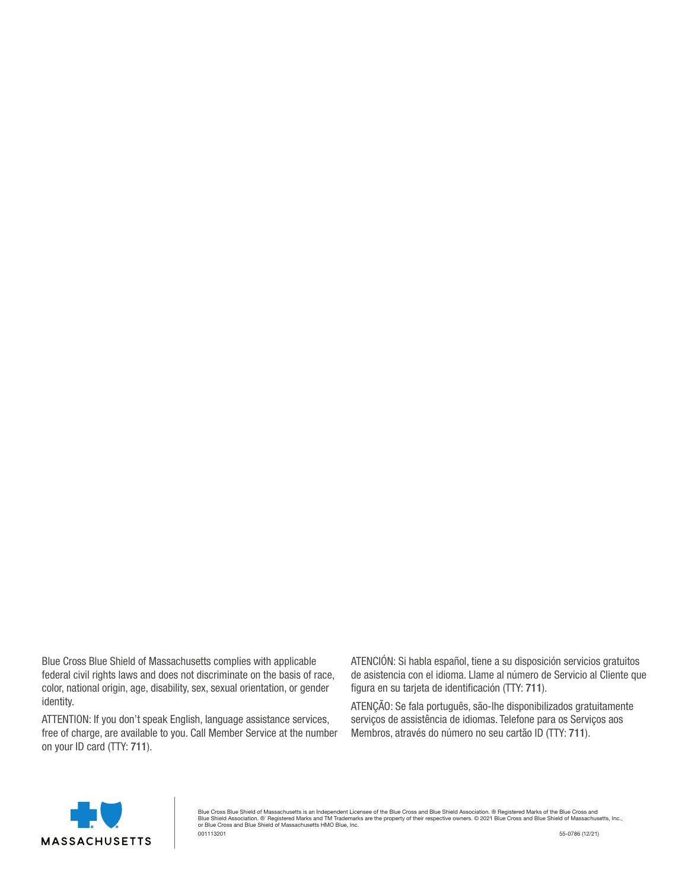Blue Cross Blue Shield of Massachusetts complies with applicable federal civil rights laws and does not discriminate on the basis of race, color, national origin, age, disability, sex, sexual orientation, or gender identity.

ATTENTION: If you don't speak English, language assistance services, free of charge, are available to you. Call Member Service at the number on your ID card (TTY: **711**).

ATENCIÓN: Si habla español, tiene a su disposición servicios gratuitos de asistencia con el idioma. Llame al número de Servicio al Cliente que figura en su tarjeta de identificación (TTY: **711**).

ATENÇÃO: Se fala português, são-lhe disponibilizados gratuitamente serviços de assistência de idiomas. Telefone para os Serviços aos Membros, através do número no seu cartão ID (TTY: **711**).

MASSACHUSETTS

Blue Cross Blue Shield of Massachusetts is an Independent Licensee of the Blue Cross and Blue Shield Association. ® Registered Marks of the Blue Cross and Blue Shield Association. ®´ Registered Marks and TM Trademarks are the property of their respective owners. © 2021 Blue Cross and Blue Shield of Massachusetts, Inc., or Blue Cross and Blue Shield of Massachusetts HMO Blue, Inc.

001113201

55-0786 (12/21)